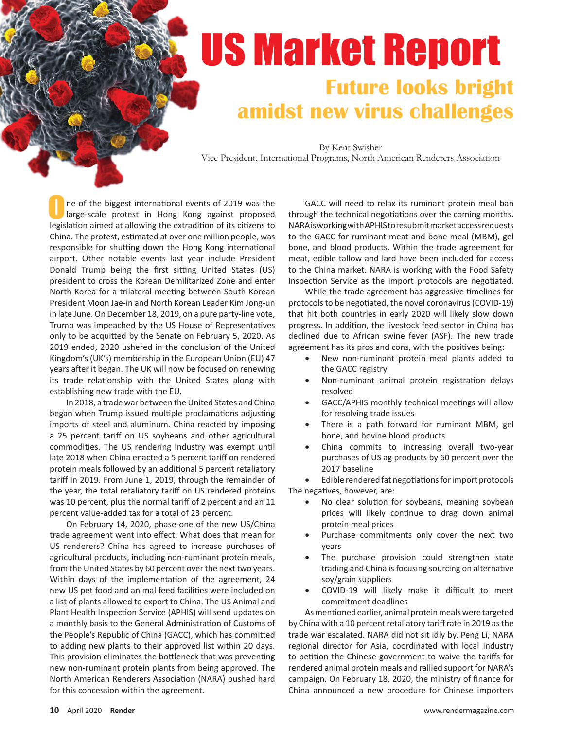# US Market Report

## Future looks bright amidst new virus challenges

By Kent Swisher
Vice President, International Programs, North American Renderers Association

One of the biggest international events of 2019 was the large-scale protest in Hong Kong against proposed legislation aimed at allowing the extradition of its citizens to China. The protest, estimated at over one million people, was responsible for shutting down the Hong Kong international airport. Other notable events last year include President Donald Trump being the first sitting United States (US) president to cross the Korean Demilitarized Zone and enter North Korea for a trilateral meeting between South Korean President Moon Jae-in and North Korean Leader Kim Jong-un in late June. On December 18, 2019, on a pure party-line vote, Trump was impeached by the US House of Representatives only to be acquitted by the Senate on February 5, 2020. As 2019 ended, 2020 ushered in the conclusion of the United Kingdom's (UK's) membership in the European Union (EU) 47 years after it began. The UK will now be focused on renewing its trade relationship with the United States along with establishing new trade with the EU.

In 2018, a trade war between the United States and China began when Trump issued multiple proclamations adjusting imports of steel and aluminum. China reacted by imposing a 25 percent tariff on US soybeans and other agricultural commodities. The US rendering industry was exempt until late 2018 when China enacted a 5 percent tariff on rendered protein meals followed by an additional 5 percent retaliatory tariff in 2019. From June 1, 2019, through the remainder of the year, the total retaliatory tariff on US rendered proteins was 10 percent, plus the normal tariff of 2 percent and an 11 percent value-added tax for a total of 23 percent.

On February 14, 2020, phase-one of the new US/China trade agreement went into effect. What does that mean for US renderers? China has agreed to increase purchases of agricultural products, including non-ruminant protein meals, from the United States by 60 percent over the next two years. Within days of the implementation of the agreement, 24 new US pet food and animal feed facilities were included on a list of plants allowed to export to China. The US Animal and Plant Health Inspection Service (APHIS) will send updates on a monthly basis to the General Administration of Customs of the People's Republic of China (GACC), which has committed to adding new plants to their approved list within 20 days. This provision eliminates the bottleneck that was preventing new non-ruminant protein plants from being approved. The North American Renderers Association (NARA) pushed hard for this concession within the agreement.

GACC will need to relax its ruminant protein meal ban through the technical negotiations over the coming months. NARA is working with APHIS to resubmit market access requests to the GACC for ruminant meat and bone meal (MBM), gel bone, and blood products. Within the trade agreement for meat, edible tallow and lard have been included for access to the China market. NARA is working with the Food Safety Inspection Service as the import protocols are negotiated.

While the trade agreement has aggressive timelines for protocols to be negotiated, the novel coronavirus (COVID-19) that hit both countries in early 2020 will likely slow down progress. In addition, the livestock feed sector in China has declined due to African swine fever (ASF). The new trade agreement has its pros and cons, with the positives being:

- New non-ruminant protein meal plants added to the GACC registry
- Non-ruminant animal protein registration delays resolved
- GACC/APHIS monthly technical meetings will allow for resolving trade issues
- There is a path forward for ruminant MBM, gel bone, and bovine blood products
- China commits to increasing overall two-year purchases of US ag products by 60 percent over the 2017 baseline
- Edible rendered fat negotiations for import protocols

The negatives, however, are:

- No clear solution for soybeans, meaning soybean prices will likely continue to drag down animal protein meal prices
- Purchase commitments only cover the next two years
- The purchase provision could strengthen state trading and China is focusing sourcing on alternative soy/grain suppliers
- COVID-19 will likely make it difficult to meet commitment deadlines

As mentioned earlier, animal protein meals were targeted by China with a 10 percent retaliatory tariff rate in 2019 as the trade war escalated. NARA did not sit idly by. Peng Li, NARA regional director for Asia, coordinated with local industry to petition the Chinese government to waive the tariffs for rendered animal protein meals and rallied support for NARA's campaign. On February 18, 2020, the ministry of finance for China announced a new procedure for Chinese importers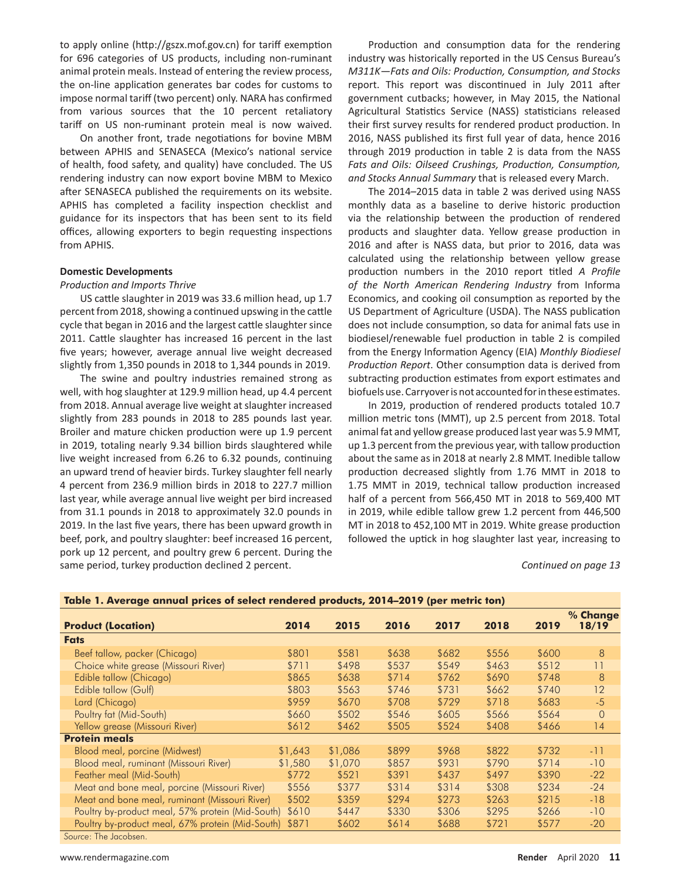to apply online (http://gszx.mof.gov.cn) for tariff exemption for 696 categories of US products, including non-ruminant animal protein meals. Instead of entering the review process, the on-line application generates bar codes for customs to impose normal tariff (two percent) only. NARA has confirmed from various sources that the 10 percent retaliatory tariff on US non-ruminant protein meal is now waived.

On another front, trade negotiations for bovine MBM between APHIS and SENASECA (Mexico's national service of health, food safety, and quality) have concluded. The US rendering industry can now export bovine MBM to Mexico after SENASECA published the requirements on its website. APHIS has completed a facility inspection checklist and guidance for its inspectors that has been sent to its field offices, allowing exporters to begin requesting inspections from APHIS.

**Domestic Developments**

*Production and Imports Thrive*

US cattle slaughter in 2019 was 33.6 million head, up 1.7 percent from 2018, showing a continued upswing in the cattle cycle that began in 2016 and the largest cattle slaughter since 2011. Cattle slaughter has increased 16 percent in the last five years; however, average annual live weight decreased slightly from 1,350 pounds in 2018 to 1,344 pounds in 2019.

The swine and poultry industries remained strong as well, with hog slaughter at 129.9 million head, up 4.4 percent from 2018. Annual average live weight at slaughter increased slightly from 283 pounds in 2018 to 285 pounds last year. Broiler and mature chicken production were up 1.9 percent in 2019, totaling nearly 9.34 billion birds slaughtered while live weight increased from 6.26 to 6.32 pounds, continuing an upward trend of heavier birds. Turkey slaughter fell nearly 4 percent from 236.9 million birds in 2018 to 227.7 million last year, while average annual live weight per bird increased from 31.1 pounds in 2018 to approximately 32.0 pounds in 2019. In the last five years, there has been upward growth in beef, pork, and poultry slaughter: beef increased 16 percent, pork up 12 percent, and poultry grew 6 percent. During the same period, turkey production declined 2 percent.

Production and consumption data for the rendering industry was historically reported in the US Census Bureau's *M311K—Fats and Oils: Production, Consumption, and Stocks* report. This report was discontinued in July 2011 after government cutbacks; however, in May 2015, the National Agricultural Statistics Service (NASS) statisticians released their first survey results for rendered product production. In 2016, NASS published its first full year of data, hence 2016 through 2019 production in table 2 is data from the NASS *Fats and Oils: Oilseed Crushings, Production, Consumption, and Stocks Annual Summary* that is released every March.

The 2014–2015 data in table 2 was derived using NASS monthly data as a baseline to derive historic production via the relationship between the production of rendered products and slaughter data. Yellow grease production in 2016 and after is NASS data, but prior to 2016, data was calculated using the relationship between yellow grease production numbers in the 2010 report titled *A Profile of the North American Rendering Industry* from Informa Economics, and cooking oil consumption as reported by the US Department of Agriculture (USDA). The NASS publication does not include consumption, so data for animal fats use in biodiesel/renewable fuel production in table 2 is compiled from the Energy Information Agency (EIA) *Monthly Biodiesel Production Report*. Other consumption data is derived from subtracting production estimates from export estimates and biofuels use. Carryover is not accounted for in these estimates.

In 2019, production of rendered products totaled 10.7 million metric tons (MMT), up 2.5 percent from 2018. Total animal fat and yellow grease produced last year was 5.9 MMT, up 1.3 percent from the previous year, with tallow production about the same as in 2018 at nearly 2.8 MMT. Inedible tallow production decreased slightly from 1.76 MMT in 2018 to 1.75 MMT in 2019, technical tallow production increased half of a percent from 566,450 MT in 2018 to 569,400 MT in 2019, while edible tallow grew 1.2 percent from 446,500 MT in 2018 to 452,100 MT in 2019. White grease production followed the uptick in hog slaughter last year, increasing to

*Continued on page 13*

**Table 1. Average annual prices of select rendered products, 2014–2019 (per metric ton)**

| Product (Location) | 2014 | 2015 | 2016 | 2017 | 2018 | 2019 | % Change 18/19 |
|---|---|---|---|---|---|---|---|
| **Fats** | | | | | | | |
| Beef tallow, packer (Chicago) | $801 | $581 | $638 | $682 | $556 | $600 | 8 |
| Choice white grease (Missouri River) | $711 | $498 | $537 | $549 | $463 | $512 | 11 |
| Edible tallow (Chicago) | $865 | $638 | $714 | $762 | $690 | $748 | 8 |
| Edible tallow (Gulf) | $803 | $563 | $746 | $731 | $662 | $740 | 12 |
| Lard (Chicago) | $959 | $670 | $708 | $729 | $718 | $683 | -5 |
| Poultry fat (Mid-South) | $660 | $502 | $546 | $605 | $566 | $564 | 0 |
| Yellow grease (Missouri River) | $612 | $462 | $505 | $524 | $408 | $466 | 14 |
| **Protein meals** | | | | | | | |
| Blood meal, porcine (Midwest) | $1,643 | $1,086 | $899 | $968 | $822 | $732 | -11 |
| Blood meal, ruminant (Missouri River) | $1,580 | $1,070 | $857 | $931 | $790 | $714 | -10 |
| Feather meal (Mid-South) | $772 | $521 | $391 | $437 | $497 | $390 | -22 |
| Meat and bone meal, porcine (Missouri River) | $556 | $377 | $314 | $314 | $308 | $234 | -24 |
| Meat and bone meal, ruminant (Missouri River) | $502 | $359 | $294 | $273 | $263 | $215 | -18 |
| Poultry by-product meal, 57% protein (Mid-South) | $610 | $447 | $330 | $306 | $295 | $266 | -10 |
| Poultry by-product meal, 67% protein (Mid-South) | $871 | $602 | $614 | $688 | $721 | $577 | -20 |

*Source*: The Jacobsen.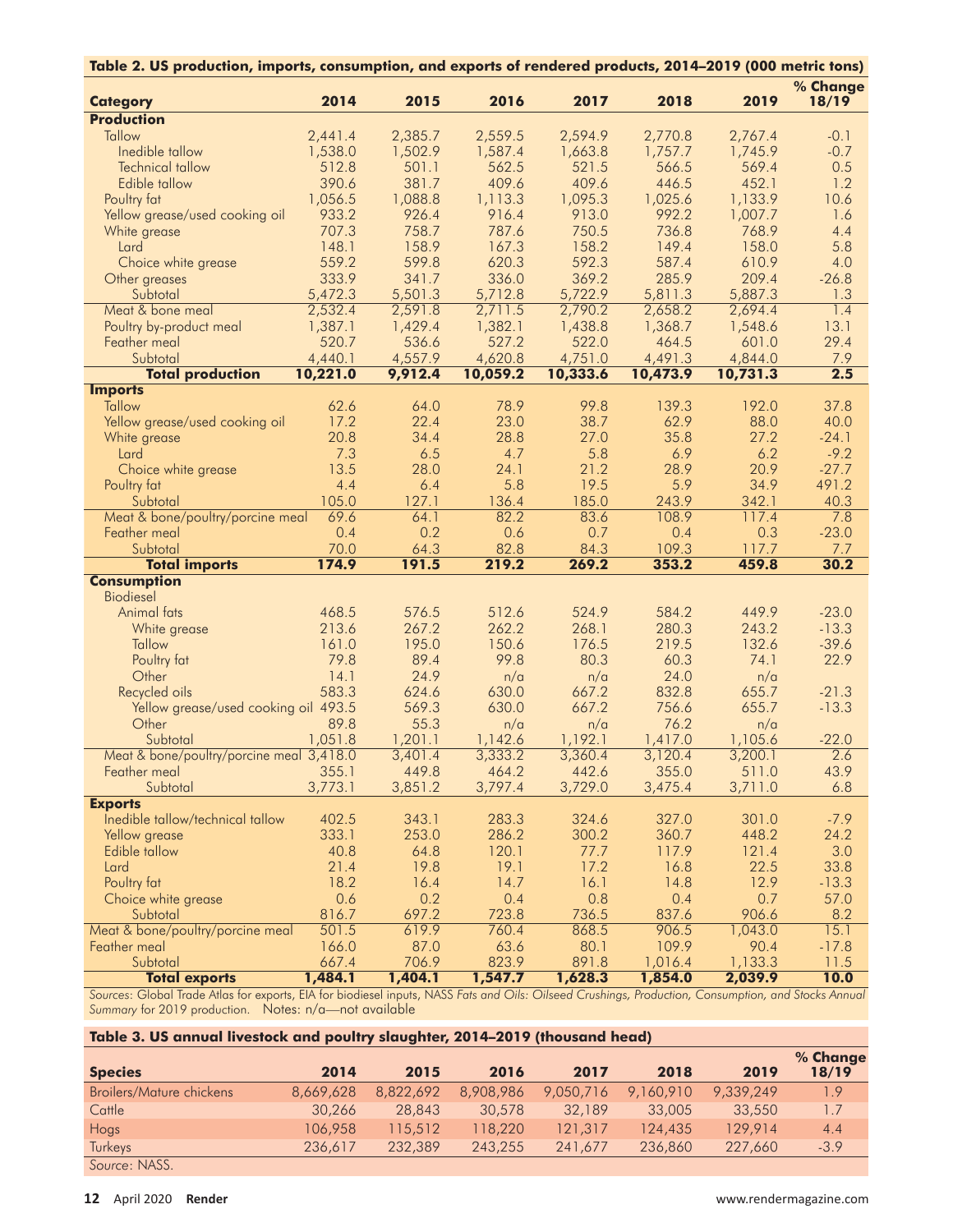**Table 2. US production, imports, consumption, and exports of rendered products, 2014–2019 (000 metric tons)**

| Category | 2014 | 2015 | 2016 | 2017 | 2018 | 2019 | % Change 18/19 |
|---|---|---|---|---|---|---|---|
| **Production** | | | | | | | |
| Tallow | 2,441.4 | 2,385.7 | 2,559.5 | 2,594.9 | 2,770.8 | 2,767.4 | -0.1 |
| Inedible tallow | 1,538.0 | 1,502.9 | 1,587.4 | 1,663.8 | 1,757.7 | 1,745.9 | -0.7 |
| Technical tallow | 512.8 | 501.1 | 562.5 | 521.5 | 566.5 | 569.4 | 0.5 |
| Edible tallow | 390.6 | 381.7 | 409.6 | 409.6 | 446.5 | 452.1 | 1.2 |
| Poultry fat | 1,056.5 | 1,088.8 | 1,113.3 | 1,095.3 | 1,025.6 | 1,133.9 | 10.6 |
| Yellow grease/used cooking oil | 933.2 | 926.4 | 916.4 | 913.0 | 992.2 | 1,007.7 | 1.6 |
| White grease | 707.3 | 758.7 | 787.6 | 750.5 | 736.8 | 768.9 | 4.4 |
| Lard | 148.1 | 158.9 | 167.3 | 158.2 | 149.4 | 158.0 | 5.8 |
| Choice white grease | 559.2 | 599.8 | 620.3 | 592.3 | 587.4 | 610.9 | 4.0 |
| Other greases | 333.9 | 341.7 | 336.0 | 369.2 | 285.9 | 209.4 | -26.8 |
| Subtotal | 5,472.3 | 5,501.3 | 5,712.8 | 5,722.9 | 5,811.3 | 5,887.3 | 1.3 |
| Meat & bone meal | 2,532.4 | 2,591.8 | 2,711.5 | 2,790.2 | 2,658.2 | 2,694.4 | 1.4 |
| Poultry by-product meal | 1,387.1 | 1,429.4 | 1,382.1 | 1,438.8 | 1,368.7 | 1,548.6 | 13.1 |
| Feather meal | 520.7 | 536.6 | 527.2 | 522.0 | 464.5 | 601.0 | 29.4 |
| Subtotal | 4,440.1 | 4,557.9 | 4,620.8 | 4,751.0 | 4,491.3 | 4,844.0 | 7.9 |
| **Total production** | **10,221.0** | **9,912.4** | **10,059.2** | **10,333.6** | **10,473.9** | **10,731.3** | **2.5** |
| **Imports** | | | | | | | |
| Tallow | 62.6 | 64.0 | 78.9 | 99.8 | 139.3 | 192.0 | 37.8 |
| Yellow grease/used cooking oil | 17.2 | 22.4 | 23.0 | 38.7 | 62.9 | 88.0 | 40.0 |
| White grease | 20.8 | 34.4 | 28.8 | 27.0 | 35.8 | 27.2 | -24.1 |
| Lard | 7.3 | 6.5 | 4.7 | 5.8 | 6.9 | 6.2 | -9.2 |
| Choice white grease | 13.5 | 28.0 | 24.1 | 21.2 | 28.9 | 20.9 | -27.7 |
| Poultry fat | 4.4 | 6.4 | 5.8 | 19.5 | 5.9 | 34.9 | 491.2 |
| Subtotal | 105.0 | 127.1 | 136.4 | 185.0 | 243.9 | 342.1 | 40.3 |
| Meat & bone/poultry/porcine meal | 69.6 | 64.1 | 82.2 | 83.6 | 108.9 | 117.4 | 7.8 |
| Feather meal | 0.4 | 0.2 | 0.6 | 0.7 | 0.4 | 0.3 | -23.0 |
| Subtotal | 70.0 | 64.3 | 82.8 | 84.3 | 109.3 | 117.7 | 7.7 |
| **Total imports** | **174.9** | **191.5** | **219.2** | **269.2** | **353.2** | **459.8** | **30.2** |
| **Consumption** | | | | | | | |
| Biodiesel | | | | | | | |
| Animal fats | 468.5 | 576.5 | 512.6 | 524.9 | 584.2 | 449.9 | -23.0 |
| White grease | 213.6 | 267.2 | 262.2 | 268.1 | 280.3 | 243.2 | -13.3 |
| Tallow | 161.0 | 195.0 | 150.6 | 176.5 | 219.5 | 132.6 | -39.6 |
| Poultry fat | 79.8 | 89.4 | 99.8 | 80.3 | 60.3 | 74.1 | 22.9 |
| Other | 14.1 | 24.9 | n/a | n/a | 24.0 | n/a | |
| Recycled oils | 583.3 | 624.6 | 630.0 | 667.2 | 832.8 | 655.7 | -21.3 |
| Yellow grease/used cooking oil | 493.5 | 569.3 | 630.0 | 667.2 | 756.6 | 655.7 | -13.3 |
| Other | 89.8 | 55.3 | n/a | n/a | 76.2 | n/a | |
| Subtotal | 1,051.8 | 1,201.1 | 1,142.6 | 1,192.1 | 1,417.0 | 1,105.6 | -22.0 |
| Meat & bone/poultry/porcine meal | 3,418.0 | 3,401.4 | 3,333.2 | 3,360.4 | 3,120.4 | 3,200.1 | 2.6 |
| Feather meal | 355.1 | 449.8 | 464.2 | 442.6 | 355.0 | 511.0 | 43.9 |
| Subtotal | 3,773.1 | 3,851.2 | 3,797.4 | 3,729.0 | 3,475.4 | 3,711.0 | 6.8 |
| **Exports** | | | | | | | |
| Inedible tallow/technical tallow | 402.5 | 343.1 | 283.3 | 324.6 | 327.0 | 301.0 | -7.9 |
| Yellow grease | 333.1 | 253.0 | 286.2 | 300.2 | 360.7 | 448.2 | 24.2 |
| Edible tallow | 40.8 | 64.8 | 120.1 | 77.7 | 117.9 | 121.4 | 3.0 |
| Lard | 21.4 | 19.8 | 19.1 | 17.2 | 16.8 | 22.5 | 33.8 |
| Poultry fat | 18.2 | 16.4 | 14.7 | 16.1 | 14.8 | 12.9 | -13.3 |
| Choice white grease | 0.6 | 0.2 | 0.4 | 0.8 | 0.4 | 0.7 | 57.0 |
| Subtotal | 816.7 | 697.2 | 723.8 | 736.5 | 837.6 | 906.6 | 8.2 |
| Meat & bone/poultry/porcine meal | 501.5 | 619.9 | 760.4 | 868.5 | 906.5 | 1,043.0 | 15.1 |
| Feather meal | 166.0 | 87.0 | 63.6 | 80.1 | 109.9 | 90.4 | -17.8 |
| Subtotal | 667.4 | 706.9 | 823.9 | 891.8 | 1,016.4 | 1,133.3 | 11.5 |
| **Total exports** | **1,484.1** | **1,404.1** | **1,547.7** | **1,628.3** | **1,854.0** | **2,039.9** | **10.0** |

*Sources:* Global Trade Atlas for exports, EIA for biodiesel inputs, NASS *Fats and Oils: Oilseed Crushings, Production, Consumption, and Stocks Annual Summary* for 2019 production. Notes: n/a—not available

**Table 3. US annual livestock and poultry slaughter, 2014–2019 (thousand head)**

| Species | 2014 | 2015 | 2016 | 2017 | 2018 | 2019 | % Change 18/19 |
|---|---|---|---|---|---|---|---|
| Broilers/Mature chickens | 8,669,628 | 8,822,692 | 8,908,986 | 9,050,716 | 9,160,910 | 9,339,249 | 1.9 |
| Cattle | 30,266 | 28,843 | 30,578 | 32,189 | 33,005 | 33,550 | 1.7 |
| Hogs | 106,958 | 115,512 | 118,220 | 121,317 | 124,435 | 129,914 | 4.4 |
| Turkeys | 236,617 | 232,389 | 243,255 | 241,677 | 236,860 | 227,660 | -3.9 |

*Source:* NASS.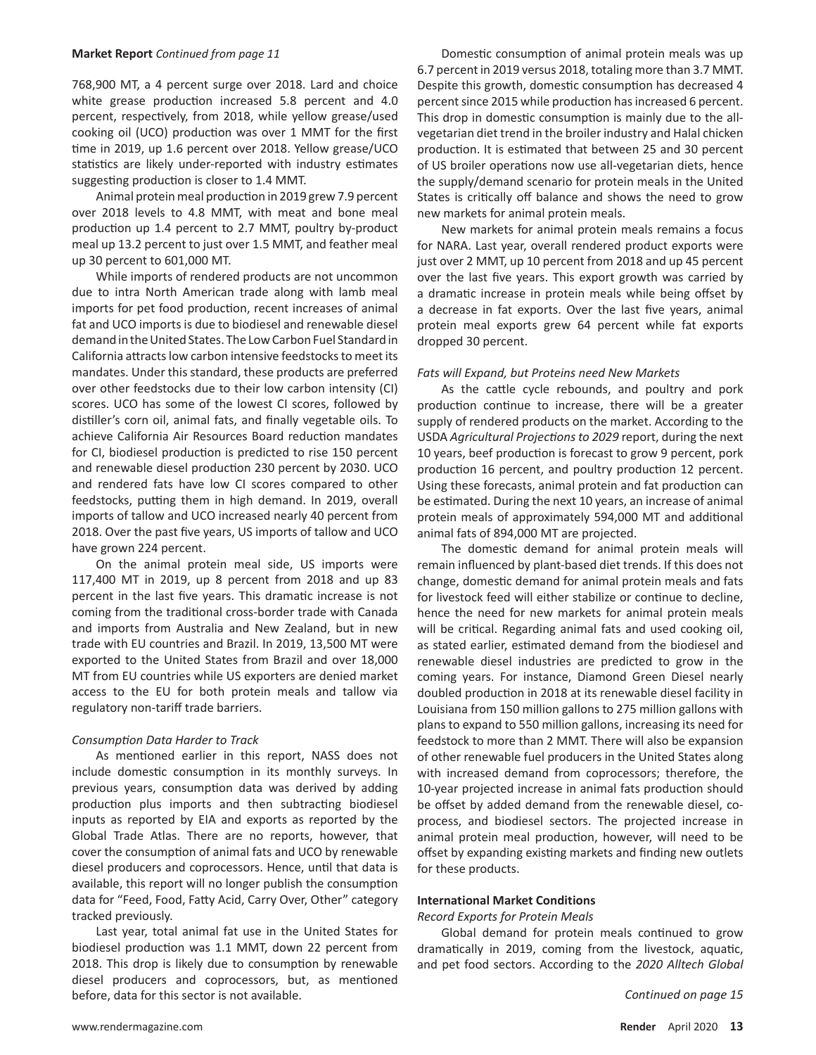**Market Report** *Continued from page 11*

768,900 MT, a 4 percent surge over 2018. Lard and choice white grease production increased 5.8 percent and 4.0 percent, respectively, from 2018, while yellow grease/used cooking oil (UCO) production was over 1 MMT for the first time in 2019, up 1.6 percent over 2018. Yellow grease/UCO statistics are likely under-reported with industry estimates suggesting production is closer to 1.4 MMT.

Animal protein meal production in 2019 grew 7.9 percent over 2018 levels to 4.8 MMT, with meat and bone meal production up 1.4 percent to 2.7 MMT, poultry by-product meal up 13.2 percent to just over 1.5 MMT, and feather meal up 30 percent to 601,000 MT.

While imports of rendered products are not uncommon due to intra North American trade along with lamb meal imports for pet food production, recent increases of animal fat and UCO imports is due to biodiesel and renewable diesel demand in the United States. The Low Carbon Fuel Standard in California attracts low carbon intensive feedstocks to meet its mandates. Under this standard, these products are preferred over other feedstocks due to their low carbon intensity (CI) scores. UCO has some of the lowest CI scores, followed by distiller's corn oil, animal fats, and finally vegetable oils. To achieve California Air Resources Board reduction mandates for CI, biodiesel production is predicted to rise 150 percent and renewable diesel production 230 percent by 2030. UCO and rendered fats have low CI scores compared to other feedstocks, putting them in high demand. In 2019, overall imports of tallow and UCO increased nearly 40 percent from 2018. Over the past five years, US imports of tallow and UCO have grown 224 percent.

On the animal protein meal side, US imports were 117,400 MT in 2019, up 8 percent from 2018 and up 83 percent in the last five years. This dramatic increase is not coming from the traditional cross-border trade with Canada and imports from Australia and New Zealand, but in new trade with EU countries and Brazil. In 2019, 13,500 MT were exported to the United States from Brazil and over 18,000 MT from EU countries while US exporters are denied market access to the EU for both protein meals and tallow via regulatory non-tariff trade barriers.

*Consumption Data Harder to Track*

As mentioned earlier in this report, NASS does not include domestic consumption in its monthly surveys. In previous years, consumption data was derived by adding production plus imports and then subtracting biodiesel inputs as reported by EIA and exports as reported by the Global Trade Atlas. There are no reports, however, that cover the consumption of animal fats and UCO by renewable diesel producers and coprocessors. Hence, until that data is available, this report will no longer publish the consumption data for "Feed, Food, Fatty Acid, Carry Over, Other" category tracked previously.

Last year, total animal fat use in the United States for biodiesel production was 1.1 MMT, down 22 percent from 2018. This drop is likely due to consumption by renewable diesel producers and coprocessors, but, as mentioned before, data for this sector is not available.

Domestic consumption of animal protein meals was up 6.7 percent in 2019 versus 2018, totaling more than 3.7 MMT. Despite this growth, domestic consumption has decreased 4 percent since 2015 while production has increased 6 percent. This drop in domestic consumption is mainly due to the all-vegetarian diet trend in the broiler industry and Halal chicken production. It is estimated that between 25 and 30 percent of US broiler operations now use all-vegetarian diets, hence the supply/demand scenario for protein meals in the United States is critically off balance and shows the need to grow new markets for animal protein meals.

New markets for animal protein meals remains a focus for NARA. Last year, overall rendered product exports were just over 2 MMT, up 10 percent from 2018 and up 45 percent over the last five years. This export growth was carried by a dramatic increase in protein meals while being offset by a decrease in fat exports. Over the last five years, animal protein meal exports grew 64 percent while fat exports dropped 30 percent.

*Fats will Expand, but Proteins need New Markets*

As the cattle cycle rebounds, and poultry and pork production continue to increase, there will be a greater supply of rendered products on the market. According to the USDA *Agricultural Projections to 2029* report, during the next 10 years, beef production is forecast to grow 9 percent, pork production 16 percent, and poultry production 12 percent. Using these forecasts, animal protein and fat production can be estimated. During the next 10 years, an increase of animal protein meals of approximately 594,000 MT and additional animal fats of 894,000 MT are projected.

The domestic demand for animal protein meals will remain influenced by plant-based diet trends. If this does not change, domestic demand for animal protein meals and fats for livestock feed will either stabilize or continue to decline, hence the need for new markets for animal protein meals will be critical. Regarding animal fats and used cooking oil, as stated earlier, estimated demand from the biodiesel and renewable diesel industries are predicted to grow in the coming years. For instance, Diamond Green Diesel nearly doubled production in 2018 at its renewable diesel facility in Louisiana from 150 million gallons to 275 million gallons with plans to expand to 550 million gallons, increasing its need for feedstock to more than 2 MMT. There will also be expansion of other renewable fuel producers in the United States along with increased demand from coprocessors; therefore, the 10-year projected increase in animal fats production should be offset by added demand from the renewable diesel, co-process, and biodiesel sectors. The projected increase in animal protein meal production, however, will need to be offset by expanding existing markets and finding new outlets for these products.

**International Market Conditions**

*Record Exports for Protein Meals*

Global demand for protein meals continued to grow dramatically in 2019, coming from the livestock, aquatic, and pet food sectors. According to the *2020 Alltech Global*

*Continued on page 15*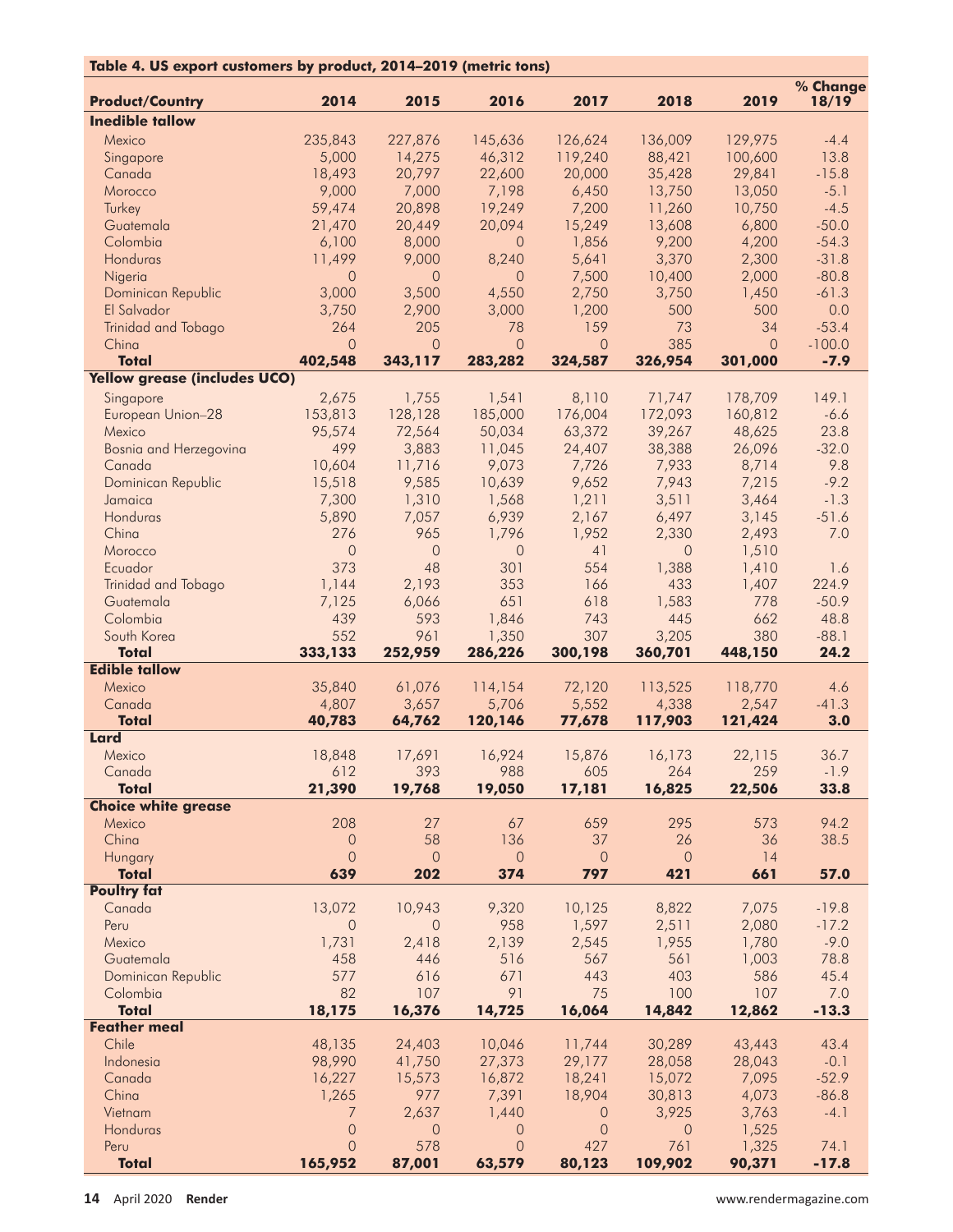**Table 4. US export customers by product, 2014–2019 (metric tons)**

| Product/Country | 2014 | 2015 | 2016 | 2017 | 2018 | 2019 | % Change 18/19 |
|---|---|---|---|---|---|---|---|
| **Inedible tallow** | | | | | | | |
| Mexico | 235,843 | 227,876 | 145,636 | 126,624 | 136,009 | 129,975 | -4.4 |
| Singapore | 5,000 | 14,275 | 46,312 | 119,240 | 88,421 | 100,600 | 13.8 |
| Canada | 18,493 | 20,797 | 22,600 | 20,000 | 35,428 | 29,841 | -15.8 |
| Morocco | 9,000 | 7,000 | 7,198 | 6,450 | 13,750 | 13,050 | -5.1 |
| Turkey | 59,474 | 20,898 | 19,249 | 7,200 | 11,260 | 10,750 | -4.5 |
| Guatemala | 21,470 | 20,449 | 20,094 | 15,249 | 13,608 | 6,800 | -50.0 |
| Colombia | 6,100 | 8,000 | 0 | 1,856 | 9,200 | 4,200 | -54.3 |
| Honduras | 11,499 | 9,000 | 8,240 | 5,641 | 3,370 | 2,300 | -31.8 |
| Nigeria | 0 | 0 | 0 | 7,500 | 10,400 | 2,000 | -80.8 |
| Dominican Republic | 3,000 | 3,500 | 4,550 | 2,750 | 3,750 | 1,450 | -61.3 |
| El Salvador | 3,750 | 2,900 | 3,000 | 1,200 | 500 | 500 | 0.0 |
| Trinidad and Tobago | 264 | 205 | 78 | 159 | 73 | 34 | -53.4 |
| China | 0 | 0 | 0 | 0 | 385 | 0 | -100.0 |
| **Total** | **402,548** | **343,117** | **283,282** | **324,587** | **326,954** | **301,000** | **-7.9** |
| **Yellow grease (includes UCO)** | | | | | | | |
| Singapore | 2,675 | 1,755 | 1,541 | 8,110 | 71,747 | 178,709 | 149.1 |
| European Union–28 | 153,813 | 128,128 | 185,000 | 176,004 | 172,093 | 160,812 | -6.6 |
| Mexico | 95,574 | 72,564 | 50,034 | 63,372 | 39,267 | 48,625 | 23.8 |
| Bosnia and Herzegovina | 499 | 3,883 | 11,045 | 24,407 | 38,388 | 26,096 | -32.0 |
| Canada | 10,604 | 11,716 | 9,073 | 7,726 | 7,933 | 8,714 | 9.8 |
| Dominican Republic | 15,518 | 9,585 | 10,639 | 9,652 | 7,943 | 7,215 | -9.2 |
| Jamaica | 7,300 | 1,310 | 1,568 | 1,211 | 3,511 | 3,464 | -1.3 |
| Honduras | 5,890 | 7,057 | 6,939 | 2,167 | 6,497 | 3,145 | -51.6 |
| China | 276 | 965 | 1,796 | 1,952 | 2,330 | 2,493 | 7.0 |
| Morocco | 0 | 0 | 0 | 41 | 0 | 1,510 | |
| Ecuador | 373 | 48 | 301 | 554 | 1,388 | 1,410 | 1.6 |
| Trinidad and Tobago | 1,144 | 2,193 | 353 | 166 | 433 | 1,407 | 224.9 |
| Guatemala | 7,125 | 6,066 | 651 | 618 | 1,583 | 778 | -50.9 |
| Colombia | 439 | 593 | 1,846 | 743 | 445 | 662 | 48.8 |
| South Korea | 552 | 961 | 1,350 | 307 | 3,205 | 380 | -88.1 |
| **Total** | **333,133** | **252,959** | **286,226** | **300,198** | **360,701** | **448,150** | **24.2** |
| **Edible tallow** | | | | | | | |
| Mexico | 35,840 | 61,076 | 114,154 | 72,120 | 113,525 | 118,770 | 4.6 |
| Canada | 4,807 | 3,657 | 5,706 | 5,552 | 4,338 | 2,547 | -41.3 |
| **Total** | **40,783** | **64,762** | **120,146** | **77,678** | **117,903** | **121,424** | **3.0** |
| **Lard** | | | | | | | |
| Mexico | 18,848 | 17,691 | 16,924 | 15,876 | 16,173 | 22,115 | 36.7 |
| Canada | 612 | 393 | 988 | 605 | 264 | 259 | -1.9 |
| **Total** | **21,390** | **19,768** | **19,050** | **17,181** | **16,825** | **22,506** | **33.8** |
| **Choice white grease** | | | | | | | |
| Mexico | 208 | 27 | 67 | 659 | 295 | 573 | 94.2 |
| China | 0 | 58 | 136 | 37 | 26 | 36 | 38.5 |
| Hungary | 0 | 0 | 0 | 0 | 0 | 14 | |
| **Total** | **639** | **202** | **374** | **797** | **421** | **661** | **57.0** |
| **Poultry fat** | | | | | | | |
| Canada | 13,072 | 10,943 | 9,320 | 10,125 | 8,822 | 7,075 | -19.8 |
| Peru | 0 | 0 | 958 | 1,597 | 2,511 | 2,080 | -17.2 |
| Mexico | 1,731 | 2,418 | 2,139 | 2,545 | 1,955 | 1,780 | -9.0 |
| Guatemala | 458 | 446 | 516 | 567 | 561 | 1,003 | 78.8 |
| Dominican Republic | 577 | 616 | 671 | 443 | 403 | 586 | 45.4 |
| Colombia | 82 | 107 | 91 | 75 | 100 | 107 | 7.0 |
| **Total** | **18,175** | **16,376** | **14,725** | **16,064** | **14,842** | **12,862** | **-13.3** |
| **Feather meal** | | | | | | | |
| Chile | 48,135 | 24,403 | 10,046 | 11,744 | 30,289 | 43,443 | 43.4 |
| Indonesia | 98,990 | 41,750 | 27,373 | 29,177 | 28,058 | 28,043 | -0.1 |
| Canada | 16,227 | 15,573 | 16,872 | 18,241 | 15,072 | 7,095 | -52.9 |
| China | 1,265 | 977 | 7,391 | 18,904 | 30,813 | 4,073 | -86.8 |
| Vietnam | 7 | 2,637 | 1,440 | 0 | 3,925 | 3,763 | -4.1 |
| Honduras | 0 | 0 | 0 | 0 | 0 | 1,525 | |
| Peru | 0 | 578 | 0 | 427 | 761 | 1,325 | 74.1 |
| **Total** | **165,952** | **87,001** | **63,579** | **80,123** | **109,902** | **90,371** | **-17.8** |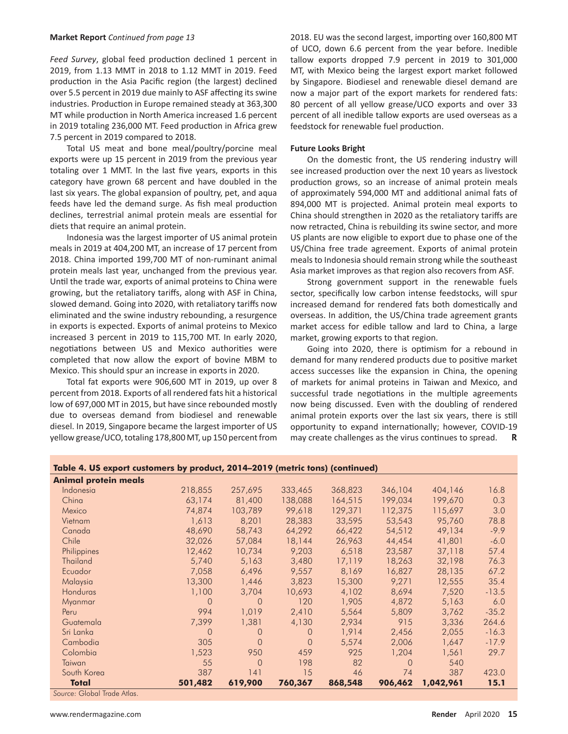**Market Report** *Continued from page 13*

*Feed Survey*, global feed production declined 1 percent in 2019, from 1.13 MMT in 2018 to 1.12 MMT in 2019. Feed production in the Asia Pacific region (the largest) declined over 5.5 percent in 2019 due mainly to ASF affecting its swine industries. Production in Europe remained steady at 363,300 MT while production in North America increased 1.6 percent in 2019 totaling 236,000 MT. Feed production in Africa grew 7.5 percent in 2019 compared to 2018.

Total US meat and bone meal/poultry/porcine meal exports were up 15 percent in 2019 from the previous year totaling over 1 MMT. In the last five years, exports in this category have grown 68 percent and have doubled in the last six years. The global expansion of poultry, pet, and aqua feeds have led the demand surge. As fish meal production declines, terrestrial animal protein meals are essential for diets that require an animal protein.

Indonesia was the largest importer of US animal protein meals in 2019 at 404,200 MT, an increase of 17 percent from 2018. China imported 199,700 MT of non-ruminant animal protein meals last year, unchanged from the previous year. Until the trade war, exports of animal proteins to China were growing, but the retaliatory tariffs, along with ASF in China, slowed demand. Going into 2020, with retaliatory tariffs now eliminated and the swine industry rebounding, a resurgence in exports is expected. Exports of animal proteins to Mexico increased 3 percent in 2019 to 115,700 MT. In early 2020, negotiations between US and Mexico authorities were completed that now allow the export of bovine MBM to Mexico. This should spur an increase in exports in 2020.

Total fat exports were 906,600 MT in 2019, up over 8 percent from 2018. Exports of all rendered fats hit a historical low of 697,000 MT in 2015, but have since rebounded mostly due to overseas demand from biodiesel and renewable diesel. In 2019, Singapore became the largest importer of US yellow grease/UCO, totaling 178,800 MT, up 150 percent from 2018. EU was the second largest, importing over 160,800 MT of UCO, down 6.6 percent from the year before. Inedible tallow exports dropped 7.9 percent in 2019 to 301,000 MT, with Mexico being the largest export market followed by Singapore. Biodiesel and renewable diesel demand are now a major part of the export markets for rendered fats: 80 percent of all yellow grease/UCO exports and over 33 percent of all inedible tallow exports are used overseas as a feedstock for renewable fuel production.

**Future Looks Bright**

On the domestic front, the US rendering industry will see increased production over the next 10 years as livestock production grows, so an increase of animal protein meals of approximately 594,000 MT and additional animal fats of 894,000 MT is projected. Animal protein meal exports to China should strengthen in 2020 as the retaliatory tariffs are now retracted, China is rebuilding its swine sector, and more US plants are now eligible to export due to phase one of the US/China free trade agreement. Exports of animal protein meals to Indonesia should remain strong while the southeast Asia market improves as that region also recovers from ASF.

Strong government support in the renewable fuels sector, specifically low carbon intense feedstocks, will spur increased demand for rendered fats both domestically and overseas. In addition, the US/China trade agreement grants market access for edible tallow and lard to China, a large market, growing exports to that region.

Going into 2020, there is optimism for a rebound in demand for many rendered products due to positive market access successes like the expansion in China, the opening of markets for animal proteins in Taiwan and Mexico, and successful trade negotiations in the multiple agreements now being discussed. Even with the doubling of rendered animal protein exports over the last six years, there is still opportunity to expand internationally; however, COVID-19 may create challenges as the virus continues to spread. **R**

**Table 4. US export customers by product, 2014–2019 (metric tons) (continued)**

| | | | | | | | |
|---|---|---|---|---|---|---|---|
| **Animal protein meals** | | | | | | | |
| Indonesia | 218,855 | 257,695 | 333,465 | 368,823 | 346,104 | 404,146 | 16.8 |
| China | 63,174 | 81,400 | 138,088 | 164,515 | 199,034 | 199,670 | 0.3 |
| Mexico | 74,874 | 103,789 | 99,618 | 129,371 | 112,375 | 115,697 | 3.0 |
| Vietnam | 1,613 | 8,201 | 28,383 | 33,595 | 53,543 | 95,760 | 78.8 |
| Canada | 48,690 | 58,743 | 64,292 | 66,422 | 54,512 | 49,134 | -9.9 |
| Chile | 32,026 | 57,084 | 18,144 | 26,963 | 44,454 | 41,801 | -6.0 |
| Philippines | 12,462 | 10,734 | 9,203 | 6,518 | 23,587 | 37,118 | 57.4 |
| Thailand | 5,740 | 5,163 | 3,480 | 17,119 | 18,263 | 32,198 | 76.3 |
| Ecuador | 7,058 | 6,496 | 9,557 | 8,169 | 16,827 | 28,135 | 67.2 |
| Malaysia | 13,300 | 1,446 | 3,823 | 15,300 | 9,271 | 12,555 | 35.4 |
| Honduras | 1,100 | 3,704 | 10,693 | 4,102 | 8,694 | 7,520 | -13.5 |
| Myanmar | 0 | 0 | 120 | 1,905 | 4,872 | 5,163 | 6.0 |
| Peru | 994 | 1,019 | 2,410 | 5,564 | 5,809 | 3,762 | -35.2 |
| Guatemala | 7,399 | 1,381 | 4,130 | 2,934 | 915 | 3,336 | 264.6 |
| Sri Lanka | 0 | 0 | 0 | 1,914 | 2,456 | 2,055 | -16.3 |
| Cambodia | 305 | 0 | 0 | 5,574 | 2,006 | 1,647 | -17.9 |
| Colombia | 1,523 | 950 | 459 | 925 | 1,204 | 1,561 | 29.7 |
| Taiwan | 55 | 0 | 198 | 82 | 0 | 540 | |
| South Korea | 387 | 141 | 15 | 46 | 74 | 387 | 423.0 |
| **Total** | **501,482** | **619,900** | **760,367** | **868,548** | **906,462** | **1,042,961** | **15.1** |

*Source:* Global Trade Atlas.